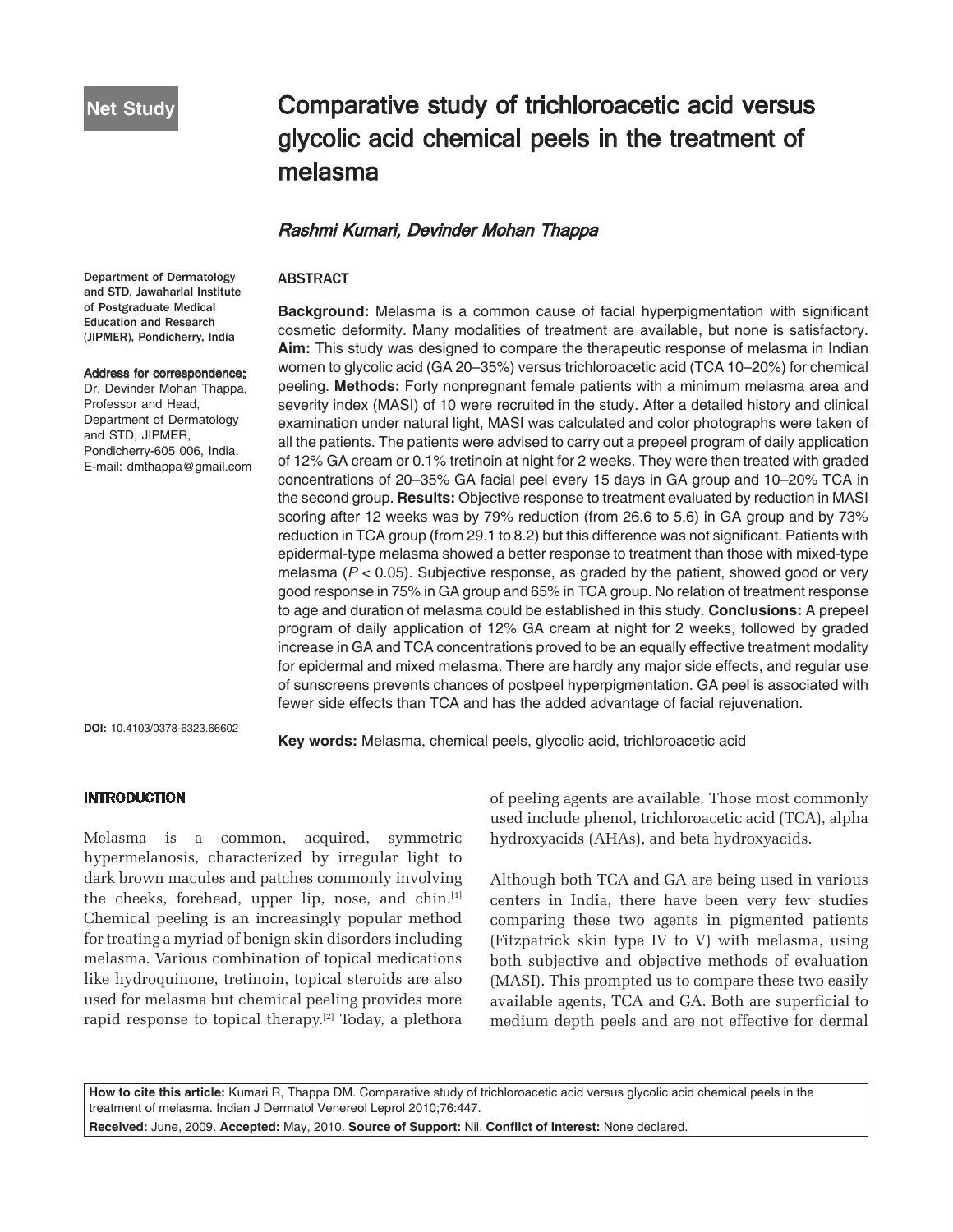Net Study

# Comparative study of trichloroacetic acid versus glycolic acid chemical peels in the treatment of melasma

*Rashmi Kumari, Devinder Mohan Thappa*

Department of Dermatology and STD, Jawaharlal Institute of Postgraduate Medical Education and Research (JIPMER), Pondicherry, India

**Address for correspondence:**
Dr. Devinder Mohan Thappa, Professor and Head, Department of Dermatology and STD, JIPMER, Pondicherry-605 006, India.
E-mail: dmthappa@gmail.com

## ABSTRACT

**Background:** Melasma is a common cause of facial hyperpigmentation with significant cosmetic deformity. Many modalities of treatment are available, but none is satisfactory. **Aim:** This study was designed to compare the therapeutic response of melasma in Indian women to glycolic acid (GA 20–35%) versus trichloroacetic acid (TCA 10–20%) for chemical peeling. **Methods:** Forty nonpregnant female patients with a minimum melasma area and severity index (MASI) of 10 were recruited in the study. After a detailed history and clinical examination under natural light, MASI was calculated and color photographs were taken of all the patients. The patients were advised to carry out a prepeel program of daily application of 12% GA cream or 0.1% tretinoin at night for 2 weeks. They were then treated with graded concentrations of 20–35% GA facial peel every 15 days in GA group and 10–20% TCA in the second group. **Results:** Objective response to treatment evaluated by reduction in MASI scoring after 12 weeks was by 79% reduction (from 26.6 to 5.6) in GA group and by 73% reduction in TCA group (from 29.1 to 8.2) but this difference was not significant. Patients with epidermal-type melasma showed a better response to treatment than those with mixed-type melasma ($P < 0.05$). Subjective response, as graded by the patient, showed good or very good response in 75% in GA group and 65% in TCA group. No relation of treatment response to age and duration of melasma could be established in this study. **Conclusions:** A prepeel program of daily application of 12% GA cream at night for 2 weeks, followed by graded increase in GA and TCA concentrations proved to be an equally effective treatment modality for epidermal and mixed melasma. There are hardly any major side effects, and regular use of sunscreens prevents chances of postpeel hyperpigmentation. GA peel is associated with fewer side effects than TCA and has the added advantage of facial rejuvenation.

**Key words:** Melasma, chemical peels, glycolic acid, trichloroacetic acid

DOI: 10.4103/0378-6323.66602

## INTRODUCTION

Melasma is a common, acquired, symmetric hypermelanosis, characterized by irregular light to dark brown macules and patches commonly involving the cheeks, forehead, upper lip, nose, and chin.[1] Chemical peeling is an increasingly popular method for treating a myriad of benign skin disorders including melasma. Various combination of topical medications like hydroquinone, tretinoin, topical steroids are also used for melasma but chemical peeling provides more rapid response to topical therapy.[2] Today, a plethora of peeling agents are available. Those most commonly used include phenol, trichloroacetic acid (TCA), alpha hydroxyacids (AHAs), and beta hydroxyacids.

Although both TCA and GA are being used in various centers in India, there have been very few studies comparing these two agents in pigmented patients (Fitzpatrick skin type IV to V) with melasma, using both subjective and objective methods of evaluation (MASI). This prompted us to compare these two easily available agents, TCA and GA. Both are superficial to medium depth peels and are not effective for dermal

**How to cite this article:** Kumari R, Thappa DM. Comparative study of trichloroacetic acid versus glycolic acid chemical peels in the treatment of melasma. Indian J Dermatol Venereol Leprol 2010;76:447.
**Received:** June, 2009. **Accepted:** May, 2010. **Source of Support:** Nil. **Conflict of Interest:** None declared.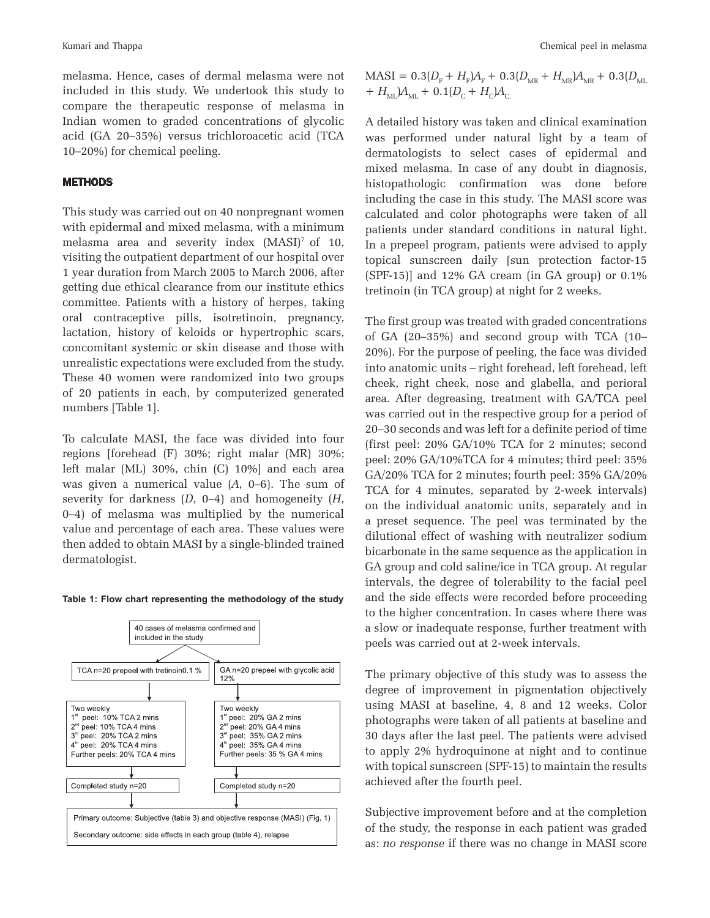melasma. Hence, cases of dermal melasma were not included in this study. We undertook this study to compare the therapeutic response of melasma in Indian women to graded concentrations of glycolic acid (GA 20–35%) versus trichloroacetic acid (TCA 10–20%) for chemical peeling.

## METHODS

This study was carried out on 40 nonpregnant women with epidermal and mixed melasma, with a minimum melasma area and severity index (MASI)[7] of 10, visiting the outpatient department of our hospital over 1 year duration from March 2005 to March 2006, after getting due ethical clearance from our institute ethics committee. Patients with a history of herpes, taking oral contraceptive pills, isotretinoin, pregnancy, lactation, history of keloids or hypertrophic scars, concomitant systemic or skin disease and those with unrealistic expectations were excluded from the study. These 40 women were randomized into two groups of 20 patients in each, by computerized generated numbers [Table 1].

To calculate MASI, the face was divided into four regions [forehead (F) 30%; right malar (MR) 30%; left malar (ML) 30%, chin (C) 10%] and each area was given a numerical value ($A$, 0–6). The sum of severity for darkness ($D$, 0–4) and homogeneity ($H$, 0–4) of melasma was multiplied by the numerical value and percentage of each area. These values were then added to obtain MASI by a single-blinded trained dermatologist.

**Table 1: Flow chart representing the methodology of the study**

| | |
|---|---|
| 40 cases of melasma confirmed and included in the study | |
| TCA n=20 prepeel with tretinoin0.1 % | GA n=20 prepeel with glycolic acid 12% |
| Two weekly<br>1st peel: 10% TCA 2 mins<br>2nd peel: 10% TCA 4 mins<br>3rd peel: 20% TCA 2 mins<br>4th peel: 20% TCA 4 mins<br>Further peels: 20% TCA 4 mins | Two weekly<br>1st peel: 20% GA 2 mins<br>2nd peel: 20% GA 4 mins<br>3rd peel: 35% GA 2 mins<br>4th peel: 35% GA 4 mins<br>Further peels: 35 % GA 4 mins |
| Completed study n=20 | Completed study n=20 |
| Primary outcome: Subjective (table 3) and objective response (MASI) (Fig. 1)<br>Secondary outcome: side effects in each group (table 4), relapse | |

$$\text{MASI} = 0.3(D_F + H_F)A_F + 0.3(D_{MR} + H_{MR})A_{MR} + 0.3(D_{ML} + H_{ML})A_{ML} + 0.1(D_C + H_C)A_C$$

A detailed history was taken and clinical examination was performed under natural light by a team of dermatologists to select cases of epidermal and mixed melasma. In case of any doubt in diagnosis, histopathologic confirmation was done before including the case in this study. The MASI score was calculated and color photographs were taken of all patients under standard conditions in natural light. In a prepeel program, patients were advised to apply topical sunscreen daily [sun protection factor-15 (SPF-15)] and 12% GA cream (in GA group) or 0.1% tretinoin (in TCA group) at night for 2 weeks.

The first group was treated with graded concentrations of GA (20–35%) and second group with TCA (10–20%). For the purpose of peeling, the face was divided into anatomic units – right forehead, left forehead, left cheek, right cheek, nose and glabella, and perioral area. After degreasing, treatment with GA/TCA peel was carried out in the respective group for a period of 20–30 seconds and was left for a definite period of time (first peel: 20% GA/10% TCA for 2 minutes; second peel: 20% GA/10%TCA for 4 minutes; third peel: 35% GA/20% TCA for 2 minutes; fourth peel: 35% GA/20% TCA for 4 minutes, separated by 2-week intervals) on the individual anatomic units, separately and in a preset sequence. The peel was terminated by the dilutional effect of washing with neutralizer sodium bicarbonate in the same sequence as the application in GA group and cold saline/ice in TCA group. At regular intervals, the degree of tolerability to the facial peel and the side effects were recorded before proceeding to the higher concentration. In cases where there was a slow or inadequate response, further treatment with peels was carried out at 2-week intervals.

The primary objective of this study was to assess the degree of improvement in pigmentation objectively using MASI at baseline, 4, 8 and 12 weeks. Color photographs were taken of all patients at baseline and 30 days after the last peel. The patients were advised to apply 2% hydroquinone at night and to continue with topical sunscreen (SPF-15) to maintain the results achieved after the fourth peel.

Subjective improvement before and at the completion of the study, the response in each patient was graded as: *no response* if there was no change in MASI score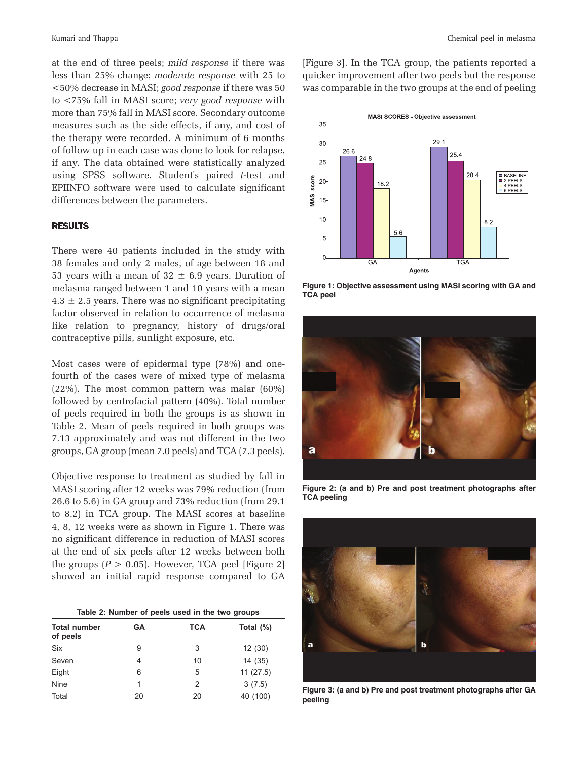at the end of three peels; *mild response* if there was less than 25% change; *moderate response* with 25 to <50% decrease in MASI; *good response* if there was 50 to <75% fall in MASI score; *very good response* with more than 75% fall in MASI score. Secondary outcome measures such as the side effects, if any, and cost of the therapy were recorded. A minimum of 6 months of follow up in each case was done to look for relapse, if any. The data obtained were statistically analyzed using SPSS software. Student's paired *t*-test and EPIINFO software were used to calculate significant differences between the parameters.

## RESULTS

There were 40 patients included in the study with 38 females and only 2 males, of age between 18 and 53 years with a mean of 32 ± 6.9 years. Duration of melasma ranged between 1 and 10 years with a mean 4.3 ± 2.5 years. There was no significant precipitating factor observed in relation to occurrence of melasma like relation to pregnancy, history of drugs/oral contraceptive pills, sunlight exposure, etc.

Most cases were of epidermal type (78%) and one-fourth of the cases were of mixed type of melasma (22%). The most common pattern was malar (60%) followed by centrofacial pattern (40%). Total number of peels required in both the groups is as shown in Table 2. Mean of peels required in both groups was 7.13 approximately and was not different in the two groups, GA group (mean 7.0 peels) and TCA (7.3 peels).

Objective response to treatment as studied by fall in MASI scoring after 12 weeks was 79% reduction (from 26.6 to 5.6) in GA group and 73% reduction (from 29.1 to 8.2) in TCA group. The MASI scores at baseline 4, 8, 12 weeks were as shown in Figure 1. There was no significant difference in reduction of MASI scores at the end of six peels after 12 weeks between both the groups ($P > 0.05$). However, TCA peel [Figure 2] showed an initial rapid response compared to GA [Figure 3]. In the TCA group, the patients reported a quicker improvement after two peels but the response was comparable in the two groups at the end of peeling

**Table 2: Number of peels used in the two groups**

| Total number of peels | GA | TCA | Total (%) |
|---|---|---|---|
| Six | 9 | 3 | 12 (30) |
| Seven | 4 | 10 | 14 (35) |
| Eight | 6 | 5 | 11 (27.5) |
| Nine | 1 | 2 | 3 (7.5) |
| Total | 20 | 20 | 40 (100) |

**Figure 1: Objective assessment using MASI scoring with GA and TCA peel**

**Figure 2: (a and b) Pre and post treatment photographs after TCA peeling**

**Figure 3: (a and b) Pre and post treatment photographs after GA peeling**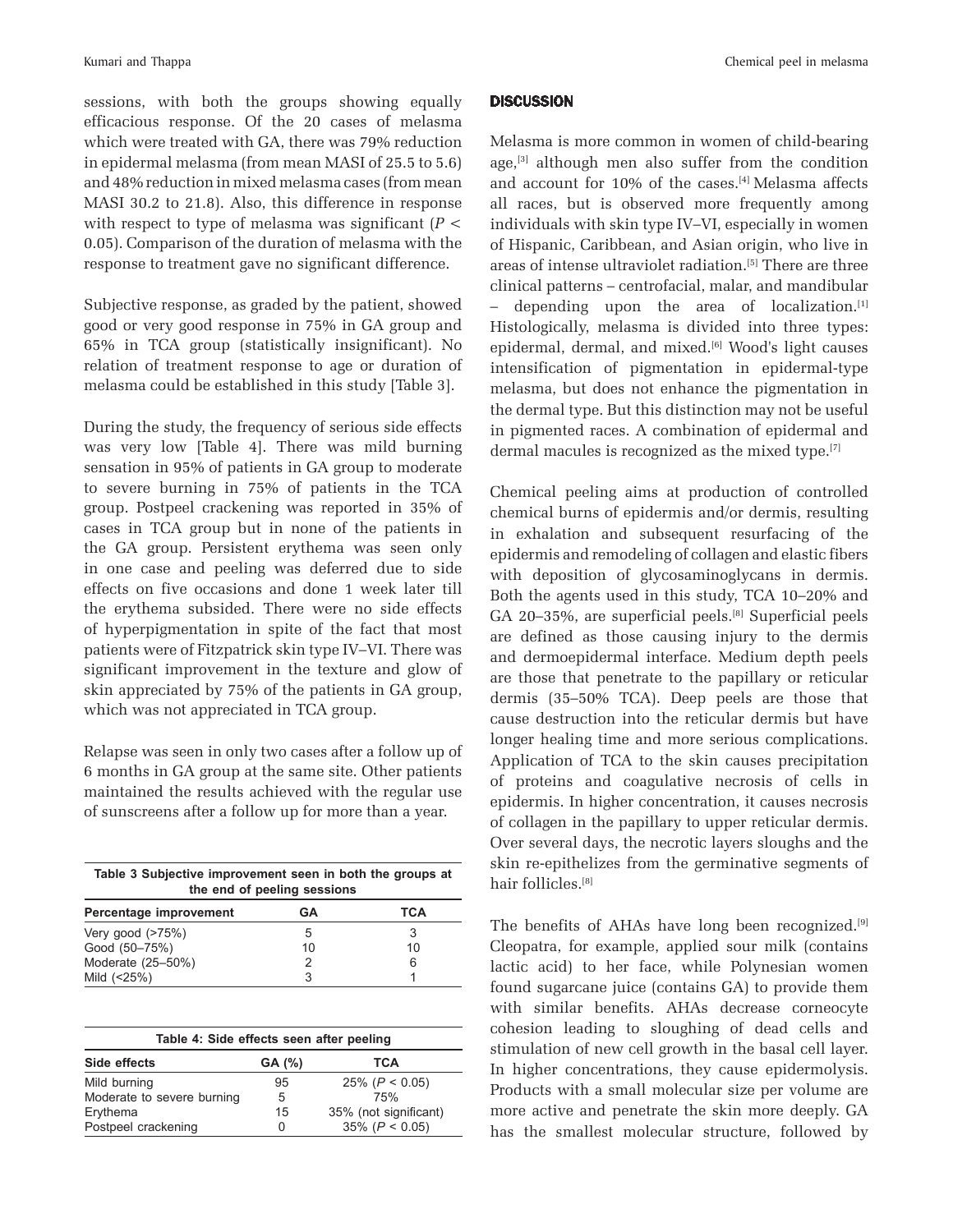sessions, with both the groups showing equally efficacious response. Of the 20 cases of melasma which were treated with GA, there was 79% reduction in epidermal melasma (from mean MASI of 25.5 to 5.6) and 48% reduction in mixed melasma cases (from mean MASI 30.2 to 21.8). Also, this difference in response with respect to type of melasma was significant ($P < 0.05$). Comparison of the duration of melasma with the response to treatment gave no significant difference.

Subjective response, as graded by the patient, showed good or very good response in 75% in GA group and 65% in TCA group (statistically insignificant). No relation of treatment response to age or duration of melasma could be established in this study [Table 3].

During the study, the frequency of serious side effects was very low [Table 4]. There was mild burning sensation in 95% of patients in GA group to moderate to severe burning in 75% of patients in the TCA group. Postpeel crackening was reported in 35% of cases in TCA group but in none of the patients in the GA group. Persistent erythema was seen only in one case and peeling was deferred due to side effects on five occasions and done 1 week later till the erythema subsided. There were no side effects of hyperpigmentation in spite of the fact that most patients were of Fitzpatrick skin type IV–VI. There was significant improvement in the texture and glow of skin appreciated by 75% of the patients in GA group, which was not appreciated in TCA group.

Relapse was seen in only two cases after a follow up of 6 months in GA group at the same site. Other patients maintained the results achieved with the regular use of sunscreens after a follow up for more than a year.

**Table 3 Subjective improvement seen in both the groups at the end of peeling sessions**

| Percentage improvement | GA | TCA |
|---|---|---|
| Very good (>75%) | 5 | 3 |
| Good (50–75%) | 10 | 10 |
| Moderate (25–50%) | 2 | 6 |
| Mild (<25%) | 3 | 1 |

**Table 4: Side effects seen after peeling**

| Side effects | GA (%) | TCA |
|---|---|---|
| Mild burning | 95 | 25% ($P < 0.05$) |
| Moderate to severe burning | 5 | 75% |
| Erythema | 15 | 35% (not significant) |
| Postpeel crackening | 0 | 35% ($P < 0.05$) |

## DISCUSSION

Melasma is more common in women of child-bearing age,[3] although men also suffer from the condition and account for 10% of the cases.[4] Melasma affects all races, but is observed more frequently among individuals with skin type IV–VI, especially in women of Hispanic, Caribbean, and Asian origin, who live in areas of intense ultraviolet radiation.[5] There are three clinical patterns – centrofacial, malar, and mandibular – depending upon the area of localization.[1] Histologically, melasma is divided into three types: epidermal, dermal, and mixed.[6] Wood's light causes intensification of pigmentation in epidermal-type melasma, but does not enhance the pigmentation in the dermal type. But this distinction may not be useful in pigmented races. A combination of epidermal and dermal macules is recognized as the mixed type.[7]

Chemical peeling aims at production of controlled chemical burns of epidermis and/or dermis, resulting in exhalation and subsequent resurfacing of the epidermis and remodeling of collagen and elastic fibers with deposition of glycosaminoglycans in dermis. Both the agents used in this study, TCA 10–20% and GA 20–35%, are superficial peels.[8] Superficial peels are defined as those causing injury to the dermis and dermoepidermal interface. Medium depth peels are those that penetrate to the papillary or reticular dermis (35–50% TCA). Deep peels are those that cause destruction into the reticular dermis but have longer healing time and more serious complications. Application of TCA to the skin causes precipitation of proteins and coagulative necrosis of cells in epidermis. In higher concentration, it causes necrosis of collagen in the papillary to upper reticular dermis. Over several days, the necrotic layers sloughs and the skin re-epithelizes from the germinative segments of hair follicles.[8]

The benefits of AHAs have long been recognized.[9] Cleopatra, for example, applied sour milk (contains lactic acid) to her face, while Polynesian women found sugarcane juice (contains GA) to provide them with similar benefits. AHAs decrease corneocyte cohesion leading to sloughing of dead cells and stimulation of new cell growth in the basal cell layer. In higher concentrations, they cause epidermolysis. Products with a small molecular size per volume are more active and penetrate the skin more deeply. GA has the smallest molecular structure, followed by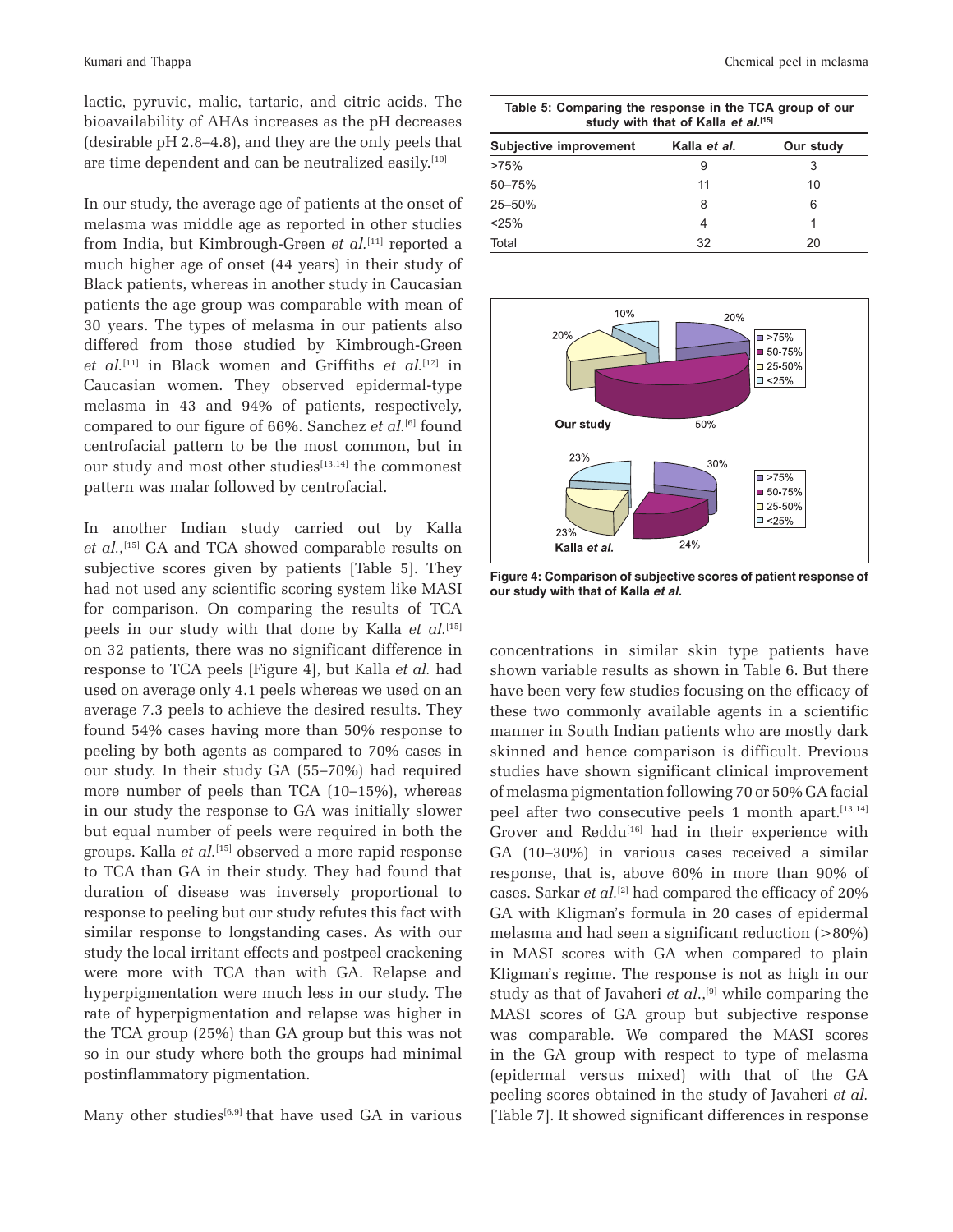lactic, pyruvic, malic, tartaric, and citric acids. The bioavailability of AHAs increases as the pH decreases (desirable pH 2.8–4.8), and they are the only peels that are time dependent and can be neutralized easily.[10]

In our study, the average age of patients at the onset of melasma was middle age as reported in other studies from India, but Kimbrough-Green *et al.*[11] reported a much higher age of onset (44 years) in their study of Black patients, whereas in another study in Caucasian patients the age group was comparable with mean of 30 years. The types of melasma in our patients also differed from those studied by Kimbrough-Green *et al.*[11] in Black women and Griffiths *et al.*[12] in Caucasian women. They observed epidermal-type melasma in 43 and 94% of patients, respectively, compared to our figure of 66%. Sanchez *et al.*[6] found centrofacial pattern to be the most common, but in our study and most other studies[13,14] the commonest pattern was malar followed by centrofacial.

In another Indian study carried out by Kalla *et al.*,[15] GA and TCA showed comparable results on subjective scores given by patients [Table 5]. They had not used any scientific scoring system like MASI for comparison. On comparing the results of TCA peels in our study with that done by Kalla *et al.*[15] on 32 patients, there was no significant difference in response to TCA peels [Figure 4], but Kalla *et al.* had used on average only 4.1 peels whereas we used on an average 7.3 peels to achieve the desired results. They found 54% cases having more than 50% response to peeling by both agents as compared to 70% cases in our study. In their study GA (55–70%) had required more number of peels than TCA (10–15%), whereas in our study the response to GA was initially slower but equal number of peels were required in both the groups. Kalla *et al.*[15] observed a more rapid response to TCA than GA in their study. They had found that duration of disease was inversely proportional to response to peeling but our study refutes this fact with similar response to longstanding cases. As with our study the local irritant effects and postpeel crackening were more with TCA than with GA. Relapse and hyperpigmentation were much less in our study. The rate of hyperpigmentation and relapse was higher in the TCA group (25%) than GA group but this was not so in our study where both the groups had minimal postinflammatory pigmentation.

Many other studies[6,9] that have used GA in various concentrations in similar skin type patients have shown variable results as shown in Table 6. But there have been very few studies focusing on the efficacy of these two commonly available agents in a scientific manner in South Indian patients who are mostly dark skinned and hence comparison is difficult. Previous studies have shown significant clinical improvement of melasma pigmentation following 70 or 50% GA facial peel after two consecutive peels 1 month apart.[13,14] Grover and Reddu[16] had in their experience with GA (10–30%) in various cases received a similar response, that is, above 60% in more than 90% of cases. Sarkar *et al.*[2] had compared the efficacy of 20% GA with Kligman's formula in 20 cases of epidermal melasma and had seen a significant reduction (>80%) in MASI scores with GA when compared to plain Kligman's regime. The response is not as high in our study as that of Javaheri *et al.*,[9] while comparing the MASI scores of GA group but subjective response was comparable. We compared the MASI scores in the GA group with respect to type of melasma (epidermal versus mixed) with that of the GA peeling scores obtained in the study of Javaheri *et al.* [Table 7]. It showed significant differences in response

**Table 5: Comparing the response in the TCA group of our study with that of Kalla *et al.*[15]**

| Subjective improvement | Kalla *et al.* | Our study |
|---|---|---|
| >75% | 9 | 3 |
| 50–75% | 11 | 10 |
| 25–50% | 8 | 6 |
| <25% | 4 | 1 |
| Total | 32 | 20 |

**Figure 4: Comparison of subjective scores of patient response of our study with that of Kalla *et al.***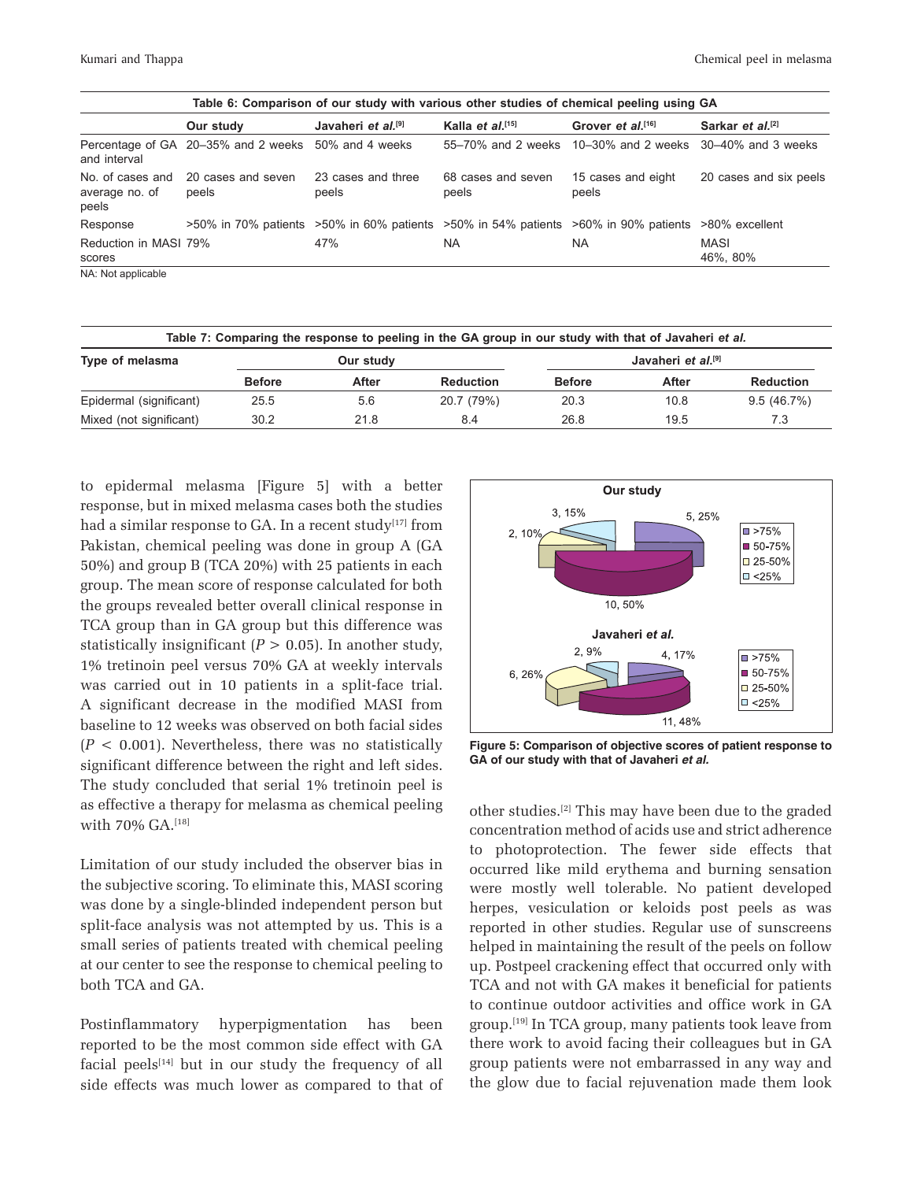**Table 6: Comparison of our study with various other studies of chemical peeling using GA**

| | Our study | Javaheri *et al.*[9] | Kalla *et al.*[15] | Grover *et al.*[16] | Sarkar *et al.*[2] |
|---|---|---|---|---|---|
| Percentage of GA and interval | 20–35% and 2 weeks | 50% and 4 weeks | 55–70% and 2 weeks | 10–30% and 2 weeks | 30–40% and 3 weeks |
| No. of cases and average no. of peels | 20 cases and seven peels | 23 cases and three peels | 68 cases and seven peels | 15 cases and eight peels | 20 cases and six peels |
| Response | >50% in 70% patients | >50% in 60% patients | >50% in 54% patients | >60% in 90% patients | >80% excellent |
| Reduction in MASI scores | 79% | 47% | NA | NA | MASI 46%, 80% |

NA: Not applicable

**Table 7: Comparing the response to peeling in the GA group in our study with that of Javaheri *et al.***

| Type of melasma | Our study | | | Javaheri *et al.*[9] | | |
|---|---|---|---|---|---|---|
| | Before | After | Reduction | Before | After | Reduction |
| Epidermal (significant) | 25.5 | 5.6 | 20.7 (79%) | 20.3 | 10.8 | 9.5 (46.7%) |
| Mixed (not significant) | 30.2 | 21.8 | 8.4 | 26.8 | 19.5 | 7.3 |

to epidermal melasma [Figure 5] with a better response, but in mixed melasma cases both the studies had a similar response to GA. In a recent study[17] from Pakistan, chemical peeling was done in group A (GA 50%) and group B (TCA 20%) with 25 patients in each group. The mean score of response calculated for both the groups revealed better overall clinical response in TCA group than in GA group but this difference was statistically insignificant ($P > 0.05$). In another study, 1% tretinoin peel versus 70% GA at weekly intervals was carried out in 10 patients in a split-face trial. A significant decrease in the modified MASI from baseline to 12 weeks was observed on both facial sides ($P < 0.001$). Nevertheless, there was no statistically significant difference between the right and left sides. The study concluded that serial 1% tretinoin peel is as effective a therapy for melasma as chemical peeling with 70% GA.[18]

Limitation of our study included the observer bias in the subjective scoring. To eliminate this, MASI scoring was done by a single-blinded independent person but split-face analysis was not attempted by us. This is a small series of patients treated with chemical peeling at our center to see the response to chemical peeling to both TCA and GA.

Postinflammatory hyperpigmentation has been reported to be the most common side effect with GA facial peels[14] but in our study the frequency of all side effects was much lower as compared to that of other studies.[2] This may have been due to the graded concentration method of acids use and strict adherence to photoprotection. The fewer side effects that occurred like mild erythema and burning sensation were mostly well tolerable. No patient developed herpes, vesiculation or keloids post peels as was reported in other studies. Regular use of sunscreens helped in maintaining the result of the peels on follow up. Postpeel crackening effect that occurred only with TCA and not with GA makes it beneficial for patients to continue outdoor activities and office work in GA group.[19] In TCA group, many patients took leave from there work to avoid facing their colleagues but in GA group patients were not embarrassed in any way and the glow due to facial rejuvenation made them look

**Figure 5: Comparison of objective scores of patient response to GA of our study with that of Javaheri *et al.***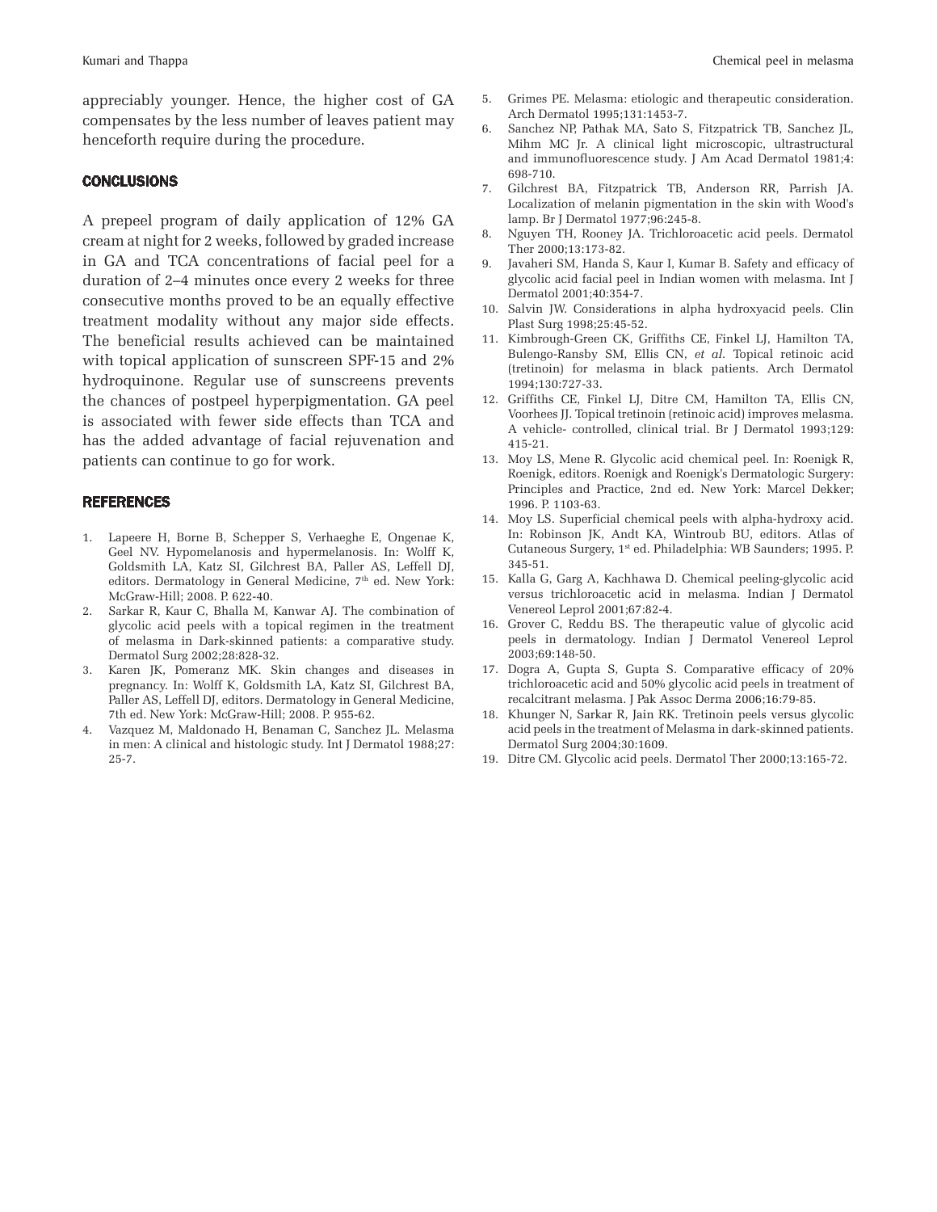appreciably younger. Hence, the higher cost of GA compensates by the less number of leaves patient may henceforth require during the procedure.

## CONCLUSIONS

A prepeel program of daily application of 12% GA cream at night for 2 weeks, followed by graded increase in GA and TCA concentrations of facial peel for a duration of 2–4 minutes once every 2 weeks for three consecutive months proved to be an equally effective treatment modality without any major side effects. The beneficial results achieved can be maintained with topical application of sunscreen SPF-15 and 2% hydroquinone. Regular use of sunscreens prevents the chances of postpeel hyperpigmentation. GA peel is associated with fewer side effects than TCA and has the added advantage of facial rejuvenation and patients can continue to go for work.

## REFERENCES

1. Lapeere H, Borne B, Schepper S, Verhaeghe E, Ongenae K, Geel NV. Hypomelanosis and hypermelanosis. In: Wolff K, Goldsmith LA, Katz SI, Gilchrest BA, Paller AS, Leffell DJ, editors. Dermatology in General Medicine, 7th ed. New York: McGraw-Hill; 2008. P. 622-40.
2. Sarkar R, Kaur C, Bhalla M, Kanwar AJ. The combination of glycolic acid peels with a topical regimen in the treatment of melasma in Dark-skinned patients: a comparative study. Dermatol Surg 2002;28:828-32.
3. Karen JK, Pomeranz MK. Skin changes and diseases in pregnancy. In: Wolff K, Goldsmith LA, Katz SI, Gilchrest BA, Paller AS, Leffell DJ, editors. Dermatology in General Medicine, 7th ed. New York: McGraw-Hill; 2008. P. 955-62.
4. Vazquez M, Maldonado H, Benaman C, Sanchez JL. Melasma in men: A clinical and histologic study. Int J Dermatol 1988;27:25-7.
5. Grimes PE. Melasma: etiologic and therapeutic consideration. Arch Dermatol 1995;131:1453-7.
6. Sanchez NP, Pathak MA, Sato S, Fitzpatrick TB, Sanchez JL, Mihm MC Jr. A clinical light microscopic, ultrastructural and immunofluorescence study. J Am Acad Dermatol 1981;4:698-710.
7. Gilchrest BA, Fitzpatrick TB, Anderson RR, Parrish JA. Localization of melanin pigmentation in the skin with Wood's lamp. Br J Dermatol 1977;96:245-8.
8. Nguyen TH, Rooney JA. Trichloroacetic acid peels. Dermatol Ther 2000;13:173-82.
9. Javaheri SM, Handa S, Kaur I, Kumar B. Safety and efficacy of glycolic acid facial peel in Indian women with melasma. Int J Dermatol 2001;40:354-7.
10. Salvin JW. Considerations in alpha hydroxyacid peels. Clin Plast Surg 1998;25:45-52.
11. Kimbrough-Green CK, Griffiths CE, Finkel LJ, Hamilton TA, Bulengo-Ransby SM, Ellis CN, *et al*. Topical retinoic acid (tretinoin) for melasma in black patients. Arch Dermatol 1994;130:727-33.
12. Griffiths CE, Finkel LJ, Ditre CM, Hamilton TA, Ellis CN, Voorhees JJ. Topical tretinoin (retinoic acid) improves melasma. A vehicle- controlled, clinical trial. Br J Dermatol 1993;129:415-21.
13. Moy LS, Mene R. Glycolic acid chemical peel. In: Roenigk R, Roenigk, editors. Roenigk and Roenigk's Dermatologic Surgery: Principles and Practice, 2nd ed. New York: Marcel Dekker; 1996. P. 1103-63.
14. Moy LS. Superficial chemical peels with alpha-hydroxy acid. In: Robinson JK, Andt KA, Wintroub BU, editors. Atlas of Cutaneous Surgery, 1st ed. Philadelphia: WB Saunders; 1995. P. 345-51.
15. Kalla G, Garg A, Kachhawa D. Chemical peeling-glycolic acid versus trichloroacetic acid in melasma. Indian J Dermatol Venereol Leprol 2001;67:82-4.
16. Grover C, Reddu BS. The therapeutic value of glycolic acid peels in dermatology. Indian J Dermatol Venereol Leprol 2003;69:148-50.
17. Dogra A, Gupta S, Gupta S. Comparative efficacy of 20% trichloroacetic acid and 50% glycolic acid peels in treatment of recalcitrant melasma. J Pak Assoc Derma 2006;16:79-85.
18. Khunger N, Sarkar R, Jain RK. Tretinoin peels versus glycolic acid peels in the treatment of Melasma in dark-skinned patients. Dermatol Surg 2004;30:1609.
19. Ditre CM. Glycolic acid peels. Dermatol Ther 2000;13:165-72.